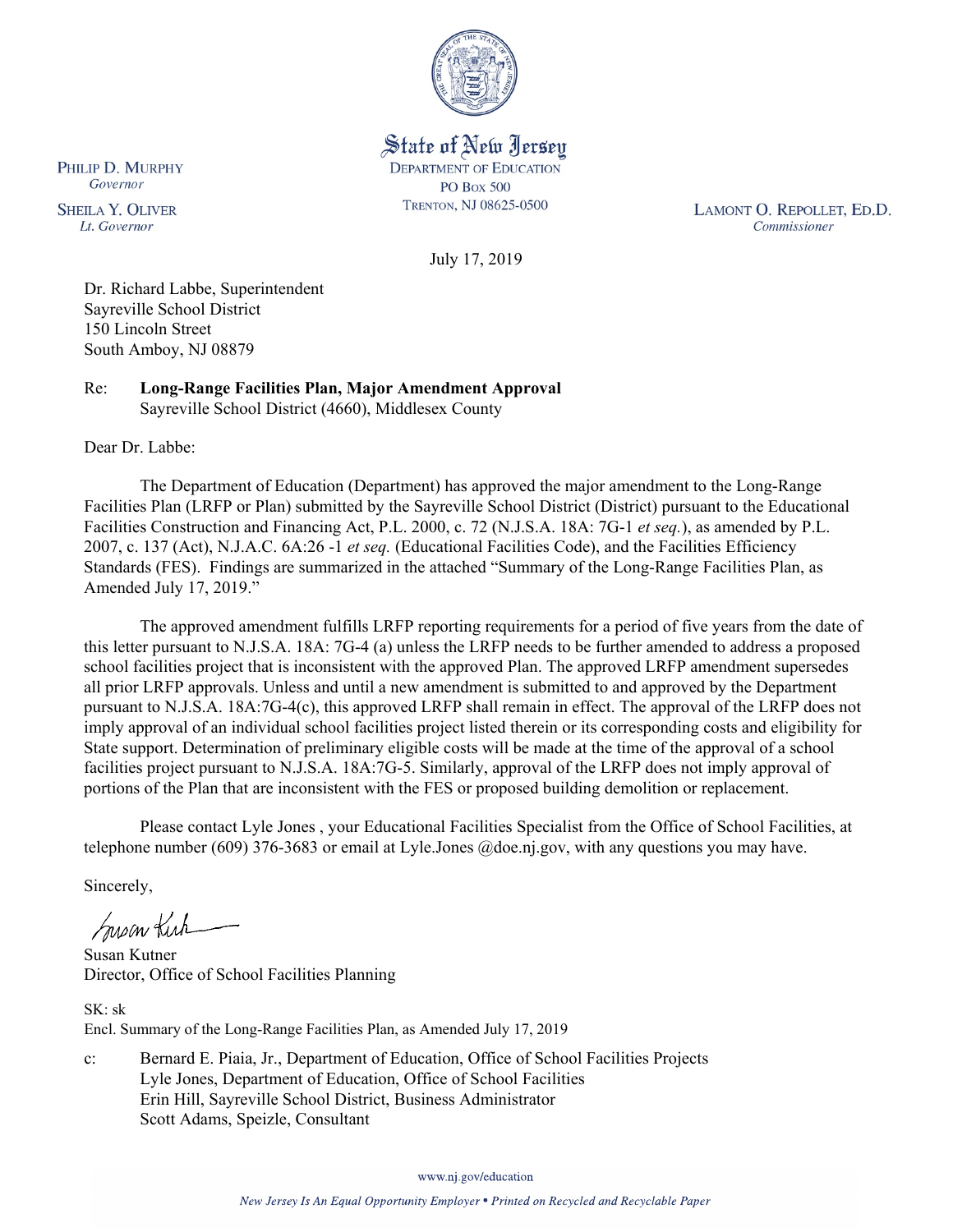State of New Jersey
DEPARTMENT OF EDUCATION
PO Box 500
TRENTON, NJ 08625-0500

PHILIP D. MURPHY
*Governor*

SHEILA Y. OLIVER
*Lt. Governor*

LAMONT O. REPOLLET, ED.D.
*Commissioner*

July 17, 2019

Dr. Richard Labbe, Superintendent
Sayreville School District
150 Lincoln Street
South Amboy, NJ 08879

Re: **Long-Range Facilities Plan, Major Amendment Approval**
Sayreville School District (4660), Middlesex County

Dear Dr. Labbe:

The Department of Education (Department) has approved the major amendment to the Long-Range Facilities Plan (LRFP or Plan) submitted by the Sayreville School District (District) pursuant to the Educational Facilities Construction and Financing Act, P.L. 2000, c. 72 (N.J.S.A. 18A: 7G-1 *et seq.*), as amended by P.L. 2007, c. 137 (Act), N.J.A.C. 6A:26 -1 *et seq.* (Educational Facilities Code), and the Facilities Efficiency Standards (FES). Findings are summarized in the attached "Summary of the Long-Range Facilities Plan, as Amended July 17, 2019."

The approved amendment fulfills LRFP reporting requirements for a period of five years from the date of this letter pursuant to N.J.S.A. 18A: 7G-4 (a) unless the LRFP needs to be further amended to address a proposed school facilities project that is inconsistent with the approved Plan. The approved LRFP amendment supersedes all prior LRFP approvals. Unless and until a new amendment is submitted to and approved by the Department pursuant to N.J.S.A. 18A:7G-4(c), this approved LRFP shall remain in effect. The approval of the LRFP does not imply approval of an individual school facilities project listed therein or its corresponding costs and eligibility for State support. Determination of preliminary eligible costs will be made at the time of the approval of a school facilities project pursuant to N.J.S.A. 18A:7G-5. Similarly, approval of the LRFP does not imply approval of portions of the Plan that are inconsistent with the FES or proposed building demolition or replacement.

Please contact Lyle Jones , your Educational Facilities Specialist from the Office of School Facilities, at telephone number (609) 376-3683 or email at Lyle.Jones @doe.nj.gov, with any questions you may have.

Sincerely,

Susan Kutner
Director, Office of School Facilities Planning

SK: sk
Encl. Summary of the Long-Range Facilities Plan, as Amended July 17, 2019

c: Bernard E. Piaia, Jr., Department of Education, Office of School Facilities Projects
Lyle Jones, Department of Education, Office of School Facilities
Erin Hill, Sayreville School District, Business Administrator
Scott Adams, Speizle, Consultant

www.nj.gov/education

*New Jersey Is An Equal Opportunity Employer • Printed on Recycled and Recyclable Paper*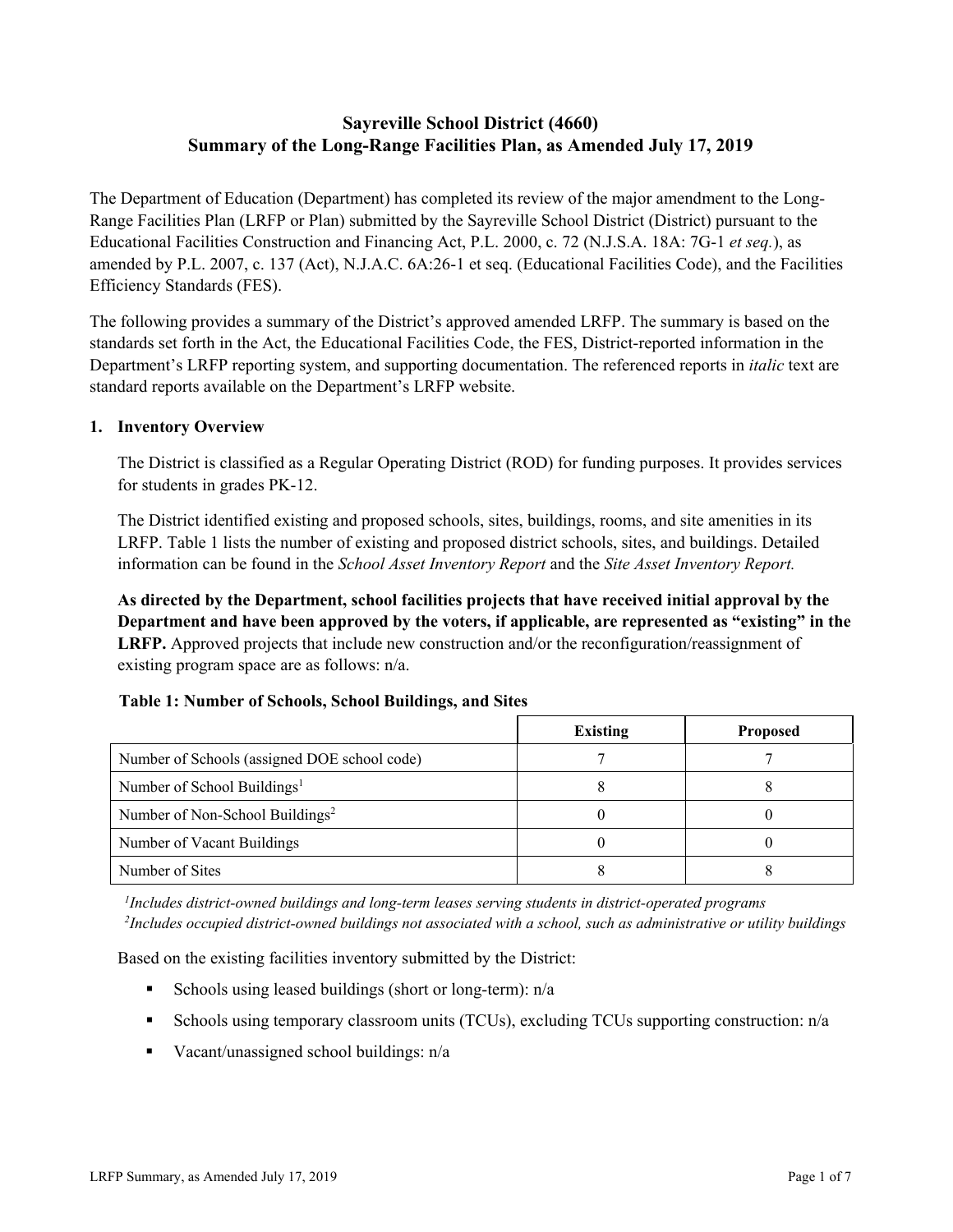# Sayreville School District (4660)
# Summary of the Long-Range Facilities Plan, as Amended July 17, 2019

The Department of Education (Department) has completed its review of the major amendment to the Long-Range Facilities Plan (LRFP or Plan) submitted by the Sayreville School District (District) pursuant to the Educational Facilities Construction and Financing Act, P.L. 2000, c. 72 (N.J.S.A. 18A: 7G-1 *et seq.*), as amended by P.L. 2007, c. 137 (Act), N.J.A.C. 6A:26-1 et seq. (Educational Facilities Code), and the Facilities Efficiency Standards (FES).

The following provides a summary of the District's approved amended LRFP. The summary is based on the standards set forth in the Act, the Educational Facilities Code, the FES, District-reported information in the Department's LRFP reporting system, and supporting documentation. The referenced reports in *italic* text are standard reports available on the Department's LRFP website.

## 1. Inventory Overview

The District is classified as a Regular Operating District (ROD) for funding purposes. It provides services for students in grades PK-12.

The District identified existing and proposed schools, sites, buildings, rooms, and site amenities in its LRFP. Table 1 lists the number of existing and proposed district schools, sites, and buildings. Detailed information can be found in the *School Asset Inventory Report* and the *Site Asset Inventory Report.*

**As directed by the Department, school facilities projects that have received initial approval by the Department and have been approved by the voters, if applicable, are represented as "existing" in the LRFP.** Approved projects that include new construction and/or the reconfiguration/reassignment of existing program space are as follows: n/a.

**Table 1: Number of Schools, School Buildings, and Sites**

| | Existing | Proposed |
|---|---|---|
| Number of Schools (assigned DOE school code) | 7 | 7 |
| Number of School Buildings[1] | 8 | 8 |
| Number of Non-School Buildings[2] | 0 | 0 |
| Number of Vacant Buildings | 0 | 0 |
| Number of Sites | 8 | 8 |

*[1]Includes district-owned buildings and long-term leases serving students in district-operated programs*
*[2]Includes occupied district-owned buildings not associated with a school, such as administrative or utility buildings*

Based on the existing facilities inventory submitted by the District:

- Schools using leased buildings (short or long-term): n/a
- Schools using temporary classroom units (TCUs), excluding TCUs supporting construction: n/a
- Vacant/unassigned school buildings: n/a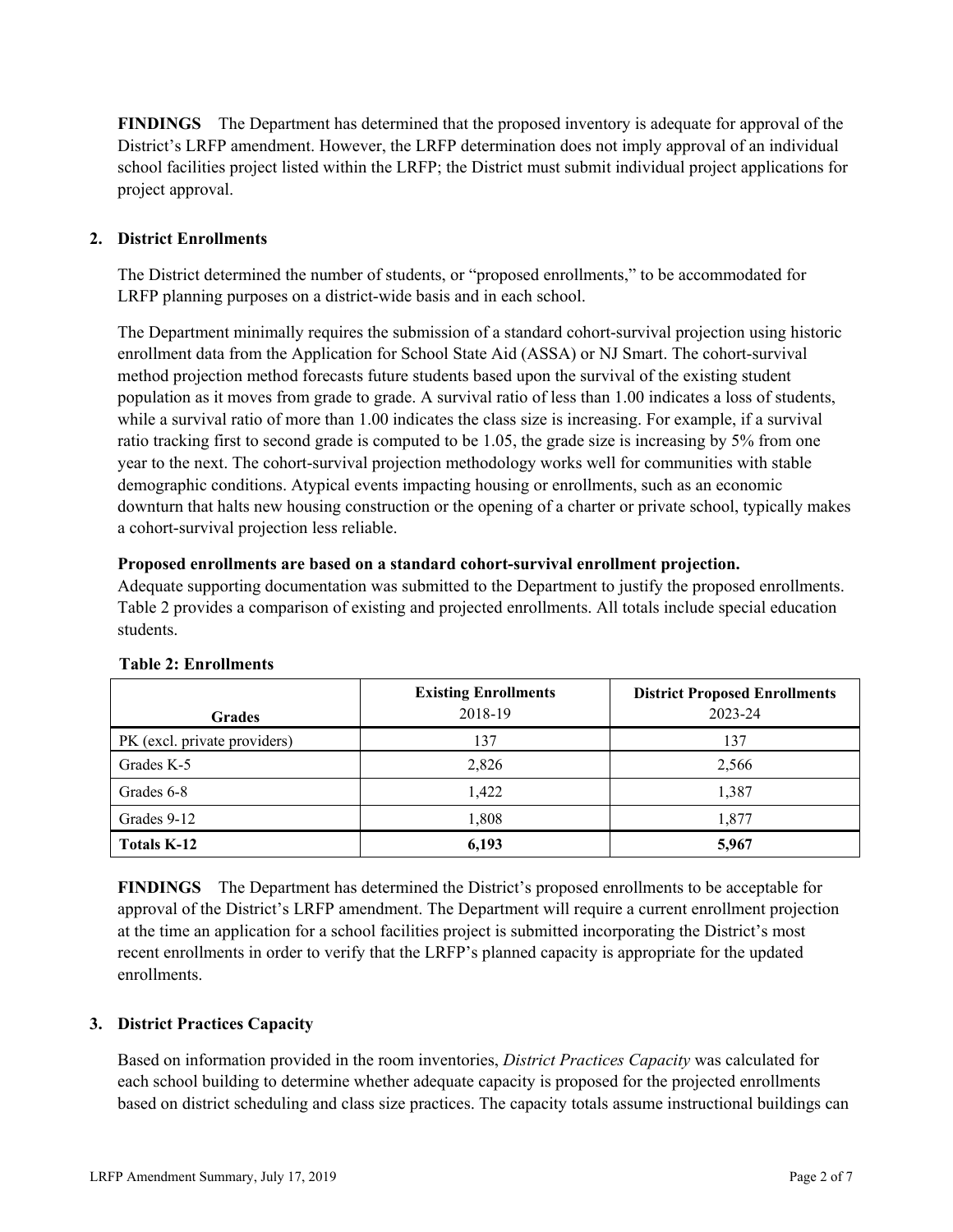**FINDINGS** The Department has determined that the proposed inventory is adequate for approval of the District's LRFP amendment. However, the LRFP determination does not imply approval of an individual school facilities project listed within the LRFP; the District must submit individual project applications for project approval.

## 2. District Enrollments

The District determined the number of students, or "proposed enrollments," to be accommodated for LRFP planning purposes on a district-wide basis and in each school.

The Department minimally requires the submission of a standard cohort-survival projection using historic enrollment data from the Application for School State Aid (ASSA) or NJ Smart. The cohort-survival method projection method forecasts future students based upon the survival of the existing student population as it moves from grade to grade. A survival ratio of less than 1.00 indicates a loss of students, while a survival ratio of more than 1.00 indicates the class size is increasing. For example, if a survival ratio tracking first to second grade is computed to be 1.05, the grade size is increasing by 5% from one year to the next. The cohort-survival projection methodology works well for communities with stable demographic conditions. Atypical events impacting housing or enrollments, such as an economic downturn that halts new housing construction or the opening of a charter or private school, typically makes a cohort-survival projection less reliable.

**Proposed enrollments are based on a standard cohort-survival enrollment projection.**
Adequate supporting documentation was submitted to the Department to justify the proposed enrollments. Table 2 provides a comparison of existing and projected enrollments. All totals include special education students.

**Table 2: Enrollments**

| Grades | Existing Enrollments 2018-19 | District Proposed Enrollments 2023-24 |
|---|---|---|
| PK (excl. private providers) | 137 | 137 |
| Grades K-5 | 2,826 | 2,566 |
| Grades 6-8 | 1,422 | 1,387 |
| Grades 9-12 | 1,808 | 1,877 |
| **Totals K-12** | **6,193** | **5,967** |

**FINDINGS** The Department has determined the District's proposed enrollments to be acceptable for approval of the District's LRFP amendment. The Department will require a current enrollment projection at the time an application for a school facilities project is submitted incorporating the District's most recent enrollments in order to verify that the LRFP's planned capacity is appropriate for the updated enrollments.

## 3. District Practices Capacity

Based on information provided in the room inventories, *District Practices Capacity* was calculated for each school building to determine whether adequate capacity is proposed for the projected enrollments based on district scheduling and class size practices. The capacity totals assume instructional buildings can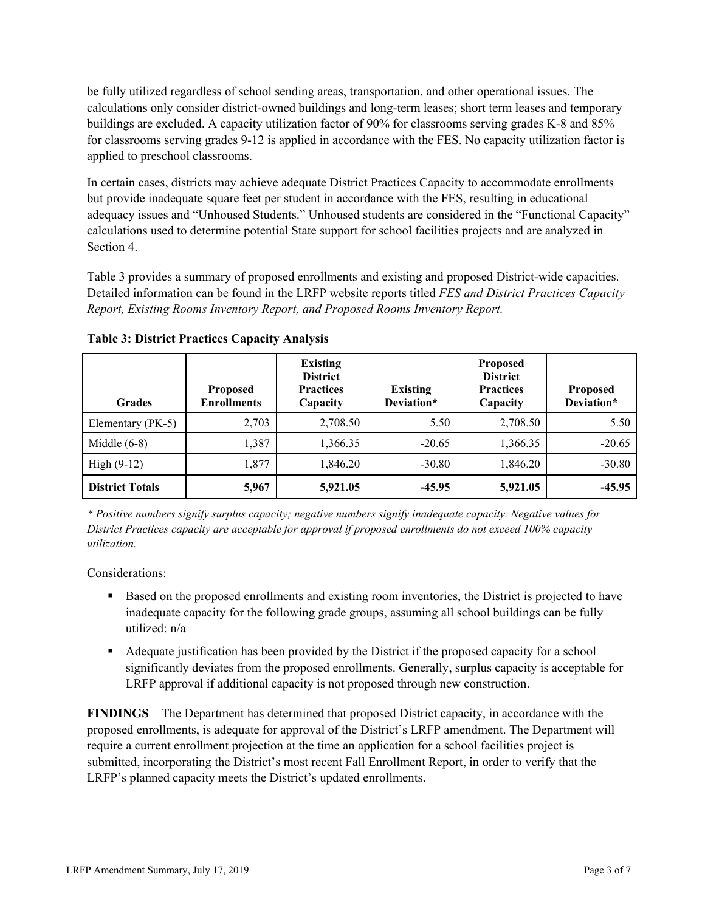be fully utilized regardless of school sending areas, transportation, and other operational issues. The calculations only consider district-owned buildings and long-term leases; short term leases and temporary buildings are excluded. A capacity utilization factor of 90% for classrooms serving grades K-8 and 85% for classrooms serving grades 9-12 is applied in accordance with the FES. No capacity utilization factor is applied to preschool classrooms.

In certain cases, districts may achieve adequate District Practices Capacity to accommodate enrollments but provide inadequate square feet per student in accordance with the FES, resulting in educational adequacy issues and "Unhoused Students." Unhoused students are considered in the "Functional Capacity" calculations used to determine potential State support for school facilities projects and are analyzed in Section 4.

Table 3 provides a summary of proposed enrollments and existing and proposed District-wide capacities. Detailed information can be found in the LRFP website reports titled *FES and District Practices Capacity Report, Existing Rooms Inventory Report, and Proposed Rooms Inventory Report.*

**Table 3: District Practices Capacity Analysis**

| Grades | Proposed Enrollments | Existing District Practices Capacity | Existing Deviation* | Proposed District Practices Capacity | Proposed Deviation* |
|---|---|---|---|---|---|
| Elementary (PK-5) | 2,703 | 2,708.50 | 5.50 | 2,708.50 | 5.50 |
| Middle (6-8) | 1,387 | 1,366.35 | -20.65 | 1,366.35 | -20.65 |
| High (9-12) | 1,877 | 1,846.20 | -30.80 | 1,846.20 | -30.80 |
| **District Totals** | **5,967** | **5,921.05** | **-45.95** | **5,921.05** | **-45.95** |

*\* Positive numbers signify surplus capacity; negative numbers signify inadequate capacity. Negative values for District Practices capacity are acceptable for approval if proposed enrollments do not exceed 100% capacity utilization.*

Considerations:

- Based on the proposed enrollments and existing room inventories, the District is projected to have inadequate capacity for the following grade groups, assuming all school buildings can be fully utilized: n/a
- Adequate justification has been provided by the District if the proposed capacity for a school significantly deviates from the proposed enrollments. Generally, surplus capacity is acceptable for LRFP approval if additional capacity is not proposed through new construction.

**FINDINGS** The Department has determined that proposed District capacity, in accordance with the proposed enrollments, is adequate for approval of the District's LRFP amendment. The Department will require a current enrollment projection at the time an application for a school facilities project is submitted, incorporating the District's most recent Fall Enrollment Report, in order to verify that the LRFP's planned capacity meets the District's updated enrollments.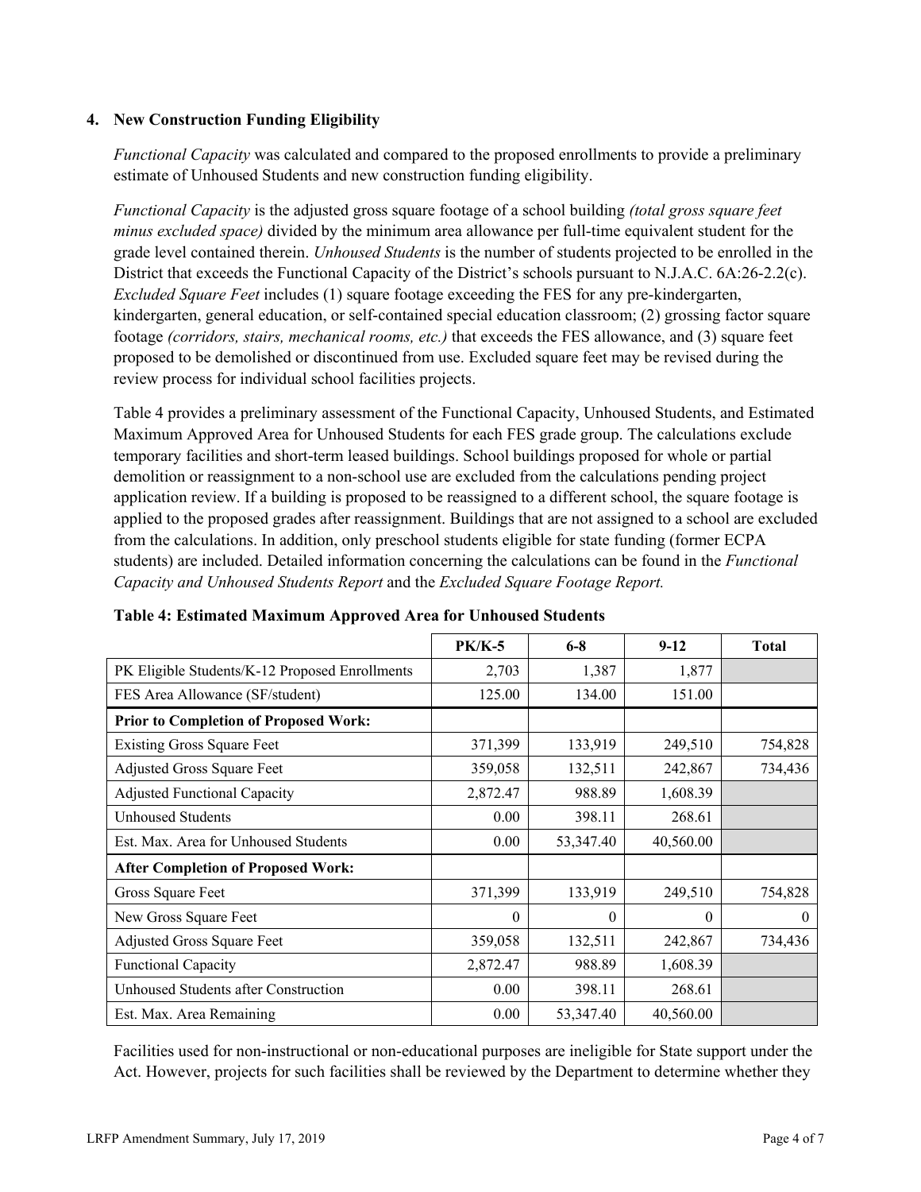### 4. New Construction Funding Eligibility

*Functional Capacity* was calculated and compared to the proposed enrollments to provide a preliminary estimate of Unhoused Students and new construction funding eligibility.

*Functional Capacity* is the adjusted gross square footage of a school building *(total gross square feet minus excluded space)* divided by the minimum area allowance per full-time equivalent student for the grade level contained therein. *Unhoused Students* is the number of students projected to be enrolled in the District that exceeds the Functional Capacity of the District's schools pursuant to N.J.A.C. 6A:26-2.2(c). *Excluded Square Feet* includes (1) square footage exceeding the FES for any pre-kindergarten, kindergarten, general education, or self-contained special education classroom; (2) grossing factor square footage *(corridors, stairs, mechanical rooms, etc.)* that exceeds the FES allowance, and (3) square feet proposed to be demolished or discontinued from use. Excluded square feet may be revised during the review process for individual school facilities projects.

Table 4 provides a preliminary assessment of the Functional Capacity, Unhoused Students, and Estimated Maximum Approved Area for Unhoused Students for each FES grade group. The calculations exclude temporary facilities and short-term leased buildings. School buildings proposed for whole or partial demolition or reassignment to a non-school use are excluded from the calculations pending project application review. If a building is proposed to be reassigned to a different school, the square footage is applied to the proposed grades after reassignment. Buildings that are not assigned to a school are excluded from the calculations. In addition, only preschool students eligible for state funding (former ECPA students) are included. Detailed information concerning the calculations can be found in the *Functional Capacity and Unhoused Students Report* and the *Excluded Square Footage Report.*

**Table 4: Estimated Maximum Approved Area for Unhoused Students**

| | PK/K-5 | 6-8 | 9-12 | Total |
|---|---|---|---|---|
| PK Eligible Students/K-12 Proposed Enrollments | 2,703 | 1,387 | 1,877 | |
| FES Area Allowance (SF/student) | 125.00 | 134.00 | 151.00 | |
| **Prior to Completion of Proposed Work:** | | | | |
| Existing Gross Square Feet | 371,399 | 133,919 | 249,510 | 754,828 |
| Adjusted Gross Square Feet | 359,058 | 132,511 | 242,867 | 734,436 |
| Adjusted Functional Capacity | 2,872.47 | 988.89 | 1,608.39 | |
| Unhoused Students | 0.00 | 398.11 | 268.61 | |
| Est. Max. Area for Unhoused Students | 0.00 | 53,347.40 | 40,560.00 | |
| **After Completion of Proposed Work:** | | | | |
| Gross Square Feet | 371,399 | 133,919 | 249,510 | 754,828 |
| New Gross Square Feet | 0 | 0 | 0 | 0 |
| Adjusted Gross Square Feet | 359,058 | 132,511 | 242,867 | 734,436 |
| Functional Capacity | 2,872.47 | 988.89 | 1,608.39 | |
| Unhoused Students after Construction | 0.00 | 398.11 | 268.61 | |
| Est. Max. Area Remaining | 0.00 | 53,347.40 | 40,560.00 | |

Facilities used for non-instructional or non-educational purposes are ineligible for State support under the Act. However, projects for such facilities shall be reviewed by the Department to determine whether they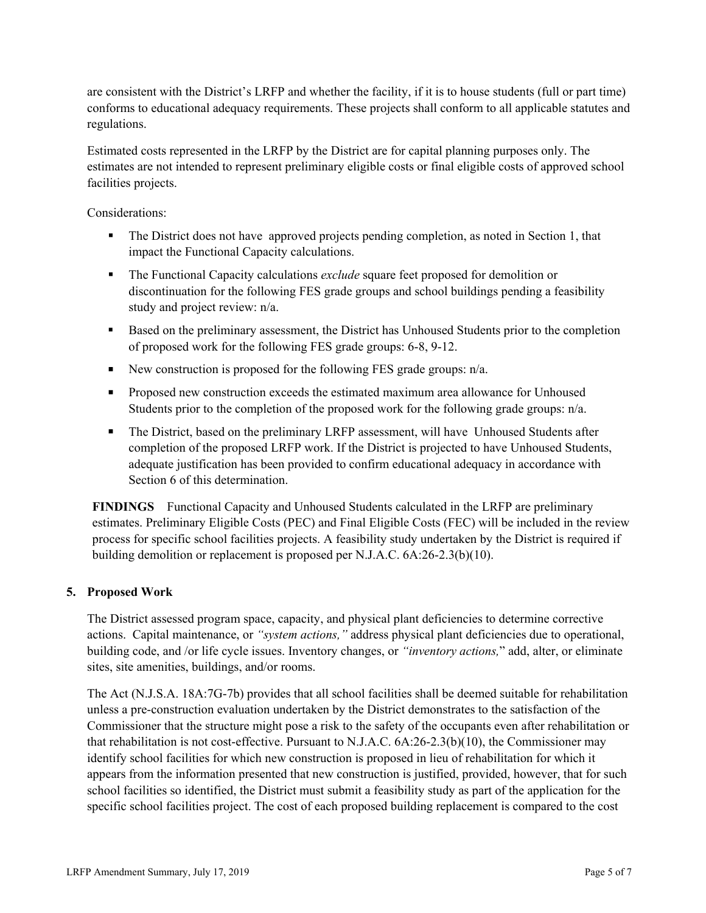are consistent with the District's LRFP and whether the facility, if it is to house students (full or part time) conforms to educational adequacy requirements. These projects shall conform to all applicable statutes and regulations.

Estimated costs represented in the LRFP by the District are for capital planning purposes only. The estimates are not intended to represent preliminary eligible costs or final eligible costs of approved school facilities projects.

Considerations:

- The District does not have approved projects pending completion, as noted in Section 1, that impact the Functional Capacity calculations.
- The Functional Capacity calculations *exclude* square feet proposed for demolition or discontinuation for the following FES grade groups and school buildings pending a feasibility study and project review: n/a.
- Based on the preliminary assessment, the District has Unhoused Students prior to the completion of proposed work for the following FES grade groups: 6-8, 9-12.
- New construction is proposed for the following FES grade groups: n/a.
- Proposed new construction exceeds the estimated maximum area allowance for Unhoused Students prior to the completion of the proposed work for the following grade groups: n/a.
- The District, based on the preliminary LRFP assessment, will have Unhoused Students after completion of the proposed LRFP work. If the District is projected to have Unhoused Students, adequate justification has been provided to confirm educational adequacy in accordance with Section 6 of this determination.

**FINDINGS** Functional Capacity and Unhoused Students calculated in the LRFP are preliminary estimates. Preliminary Eligible Costs (PEC) and Final Eligible Costs (FEC) will be included in the review process for specific school facilities projects. A feasibility study undertaken by the District is required if building demolition or replacement is proposed per N.J.A.C. 6A:26-2.3(b)(10).

## 5. Proposed Work

The District assessed program space, capacity, and physical plant deficiencies to determine corrective actions. Capital maintenance, or *"system actions,"* address physical plant deficiencies due to operational, building code, and /or life cycle issues. Inventory changes, or *"inventory actions,"* add, alter, or eliminate sites, site amenities, buildings, and/or rooms.

The Act (N.J.S.A. 18A:7G-7b) provides that all school facilities shall be deemed suitable for rehabilitation unless a pre-construction evaluation undertaken by the District demonstrates to the satisfaction of the Commissioner that the structure might pose a risk to the safety of the occupants even after rehabilitation or that rehabilitation is not cost-effective. Pursuant to N.J.A.C. 6A:26-2.3(b)(10), the Commissioner may identify school facilities for which new construction is proposed in lieu of rehabilitation for which it appears from the information presented that new construction is justified, provided, however, that for such school facilities so identified, the District must submit a feasibility study as part of the application for the specific school facilities project. The cost of each proposed building replacement is compared to the cost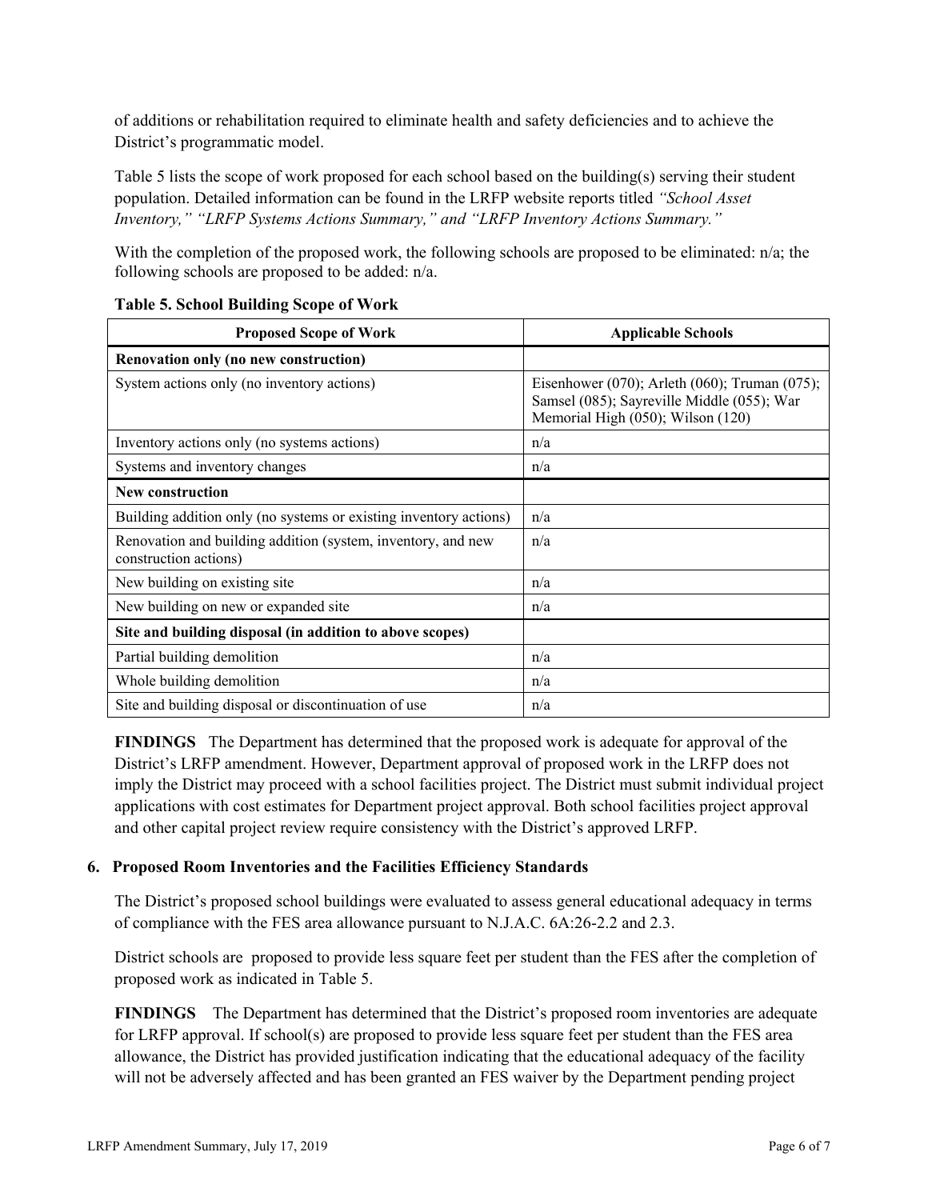of additions or rehabilitation required to eliminate health and safety deficiencies and to achieve the District's programmatic model.

Table 5 lists the scope of work proposed for each school based on the building(s) serving their student population. Detailed information can be found in the LRFP website reports titled *"School Asset Inventory," "LRFP Systems Actions Summary," and "LRFP Inventory Actions Summary."*

With the completion of the proposed work, the following schools are proposed to be eliminated: n/a; the following schools are proposed to be added: n/a.

**Table 5. School Building Scope of Work**

| Proposed Scope of Work | Applicable Schools |
|---|---|
| **Renovation only (no new construction)** | |
| System actions only (no inventory actions) | Eisenhower (070); Arleth (060); Truman (075); Samsel (085); Sayreville Middle (055); War Memorial High (050); Wilson (120) |
| Inventory actions only (no systems actions) | n/a |
| Systems and inventory changes | n/a |
| **New construction** | |
| Building addition only (no systems or existing inventory actions) | n/a |
| Renovation and building addition (system, inventory, and new construction actions) | n/a |
| New building on existing site | n/a |
| New building on new or expanded site | n/a |
| **Site and building disposal (in addition to above scopes)** | |
| Partial building demolition | n/a |
| Whole building demolition | n/a |
| Site and building disposal or discontinuation of use | n/a |

**FINDINGS** The Department has determined that the proposed work is adequate for approval of the District's LRFP amendment. However, Department approval of proposed work in the LRFP does not imply the District may proceed with a school facilities project. The District must submit individual project applications with cost estimates for Department project approval. Both school facilities project approval and other capital project review require consistency with the District's approved LRFP.

## 6. Proposed Room Inventories and the Facilities Efficiency Standards

The District's proposed school buildings were evaluated to assess general educational adequacy in terms of compliance with the FES area allowance pursuant to N.J.A.C. 6A:26-2.2 and 2.3.

District schools are proposed to provide less square feet per student than the FES after the completion of proposed work as indicated in Table 5.

**FINDINGS** The Department has determined that the District's proposed room inventories are adequate for LRFP approval. If school(s) are proposed to provide less square feet per student than the FES area allowance, the District has provided justification indicating that the educational adequacy of the facility will not be adversely affected and has been granted an FES waiver by the Department pending project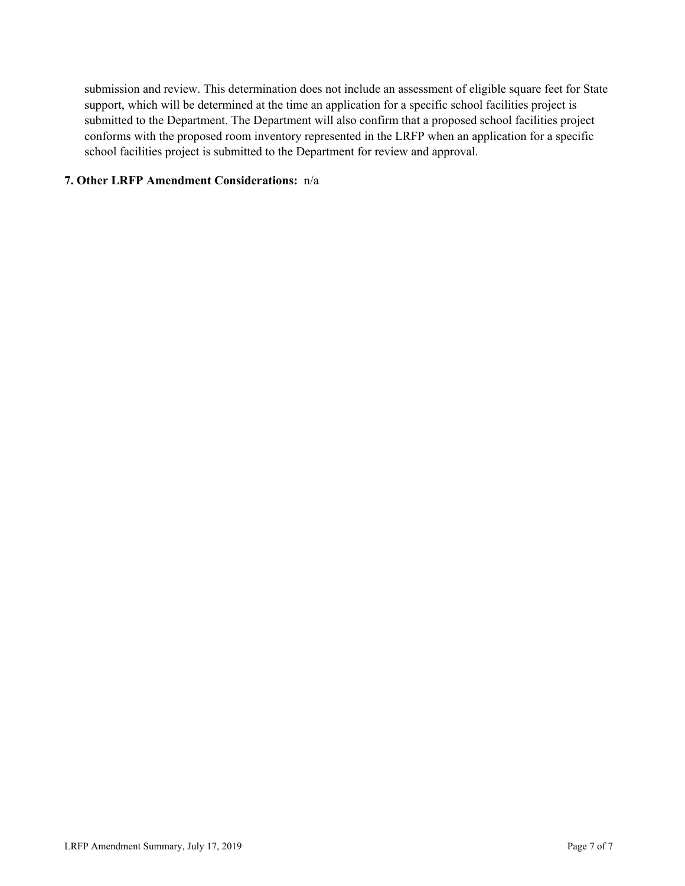submission and review. This determination does not include an assessment of eligible square feet for State support, which will be determined at the time an application for a specific school facilities project is submitted to the Department. The Department will also confirm that a proposed school facilities project conforms with the proposed room inventory represented in the LRFP when an application for a specific school facilities project is submitted to the Department for review and approval.

**7. Other LRFP Amendment Considerations:** n/a